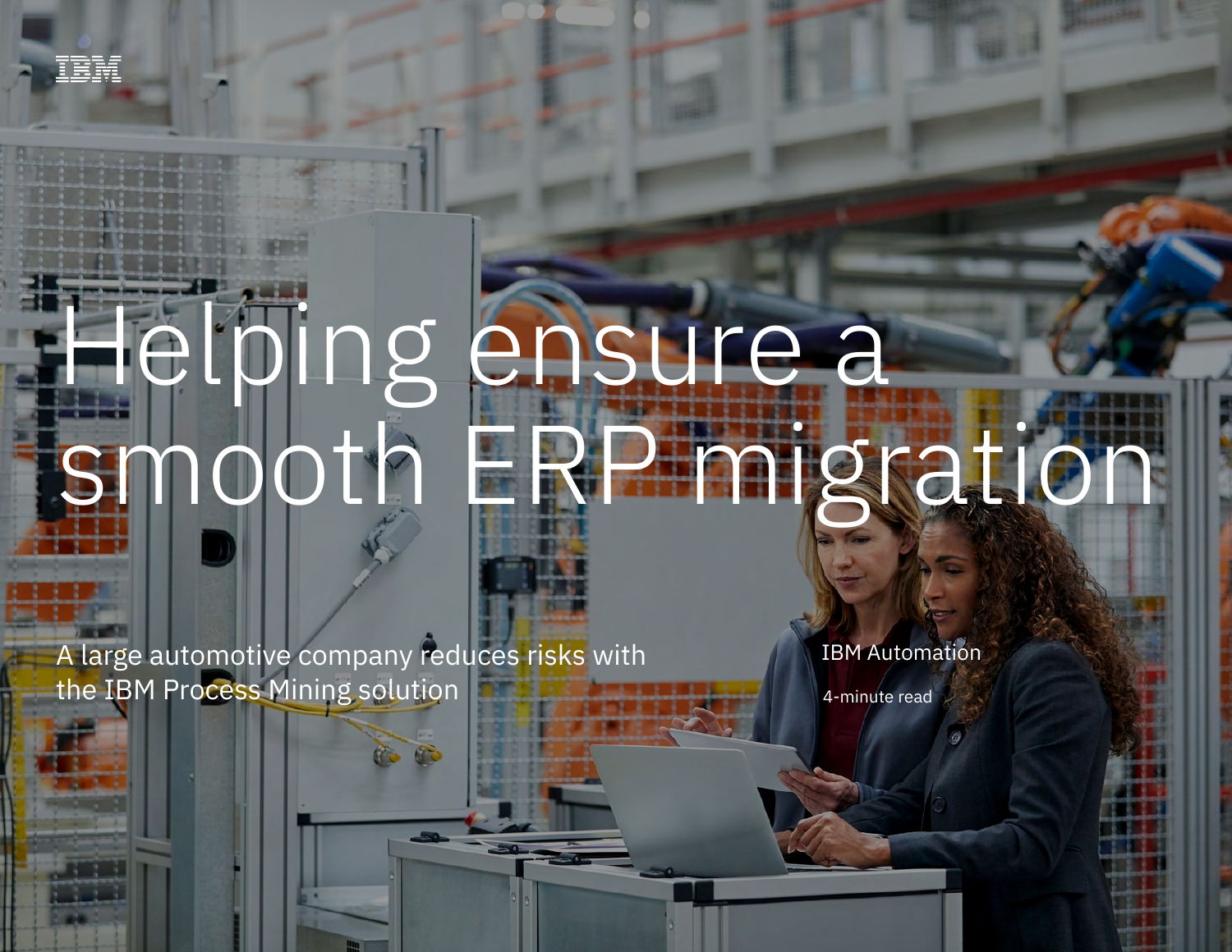IBM

# Helping ensure a smooth ERP migration

A large automotive company reduces risks with the IBM Process Mining solution

IBM Automation

4-minute read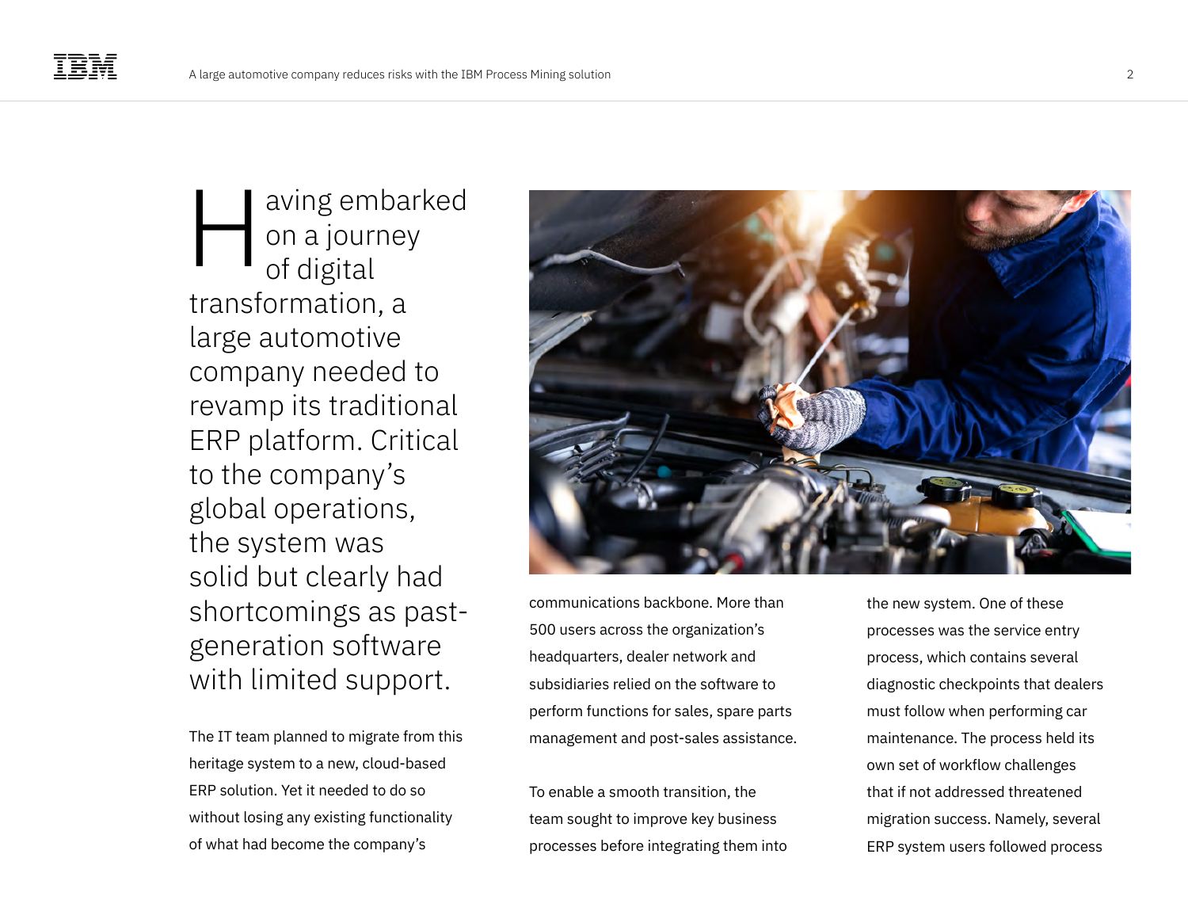Having embarked on a journey of digital transformation, a large automotive company needed to revamp its traditional ERP platform. Critical to the company's global operations, the system was solid but clearly had shortcomings as past-generation software with limited support.

The IT team planned to migrate from this heritage system to a new, cloud-based ERP solution. Yet it needed to do so without losing any existing functionality of what had become the company's communications backbone. More than 500 users across the organization's headquarters, dealer network and subsidiaries relied on the software to perform functions for sales, spare parts management and post-sales assistance.

To enable a smooth transition, the team sought to improve key business processes before integrating them into the new system. One of these processes was the service entry process, which contains several diagnostic checkpoints that dealers must follow when performing car maintenance. The process held its own set of workflow challenges that if not addressed threatened migration success. Namely, several ERP system users followed process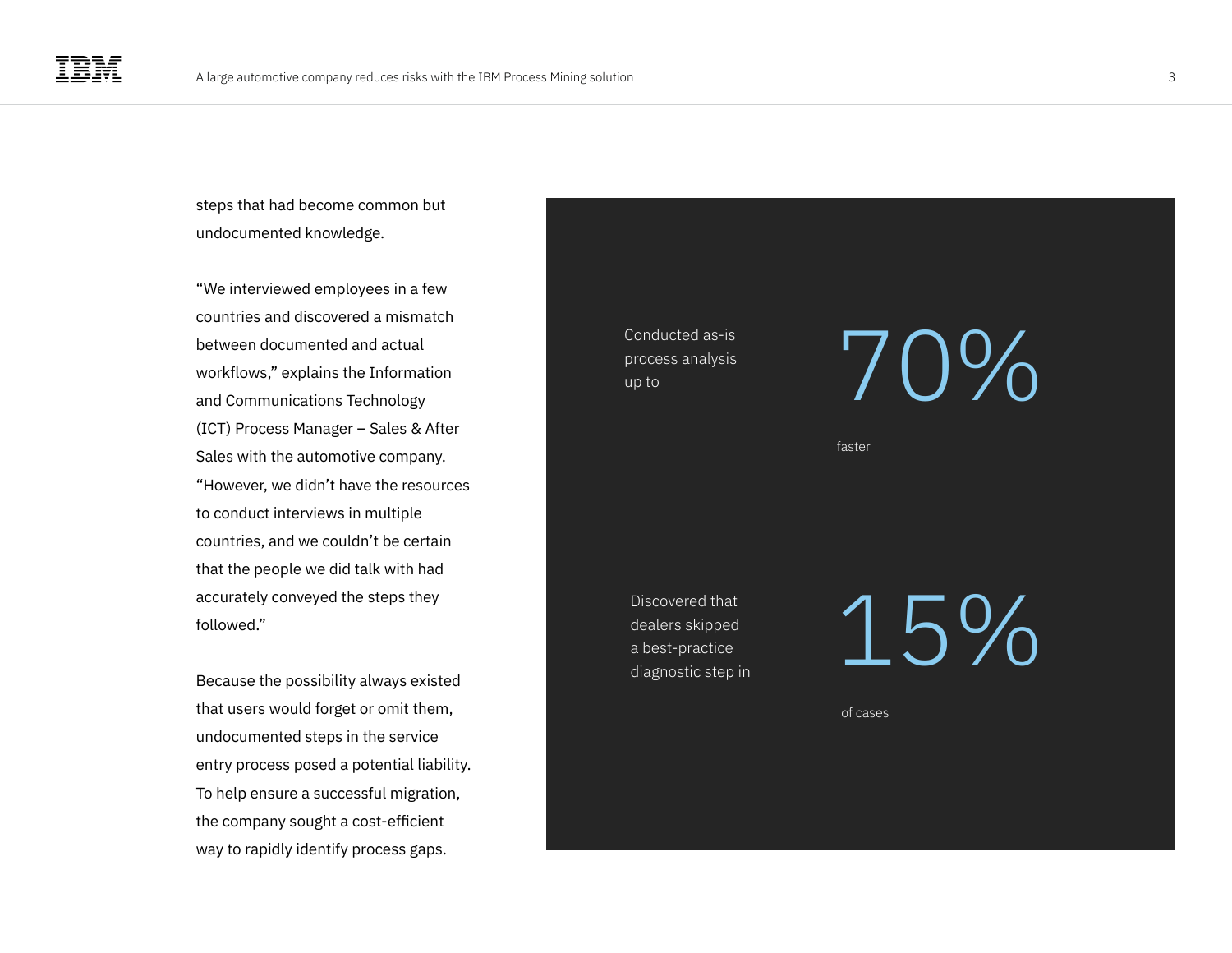steps that had become common but undocumented knowledge.

"We interviewed employees in a few countries and discovered a mismatch between documented and actual workflows," explains the Information and Communications Technology (ICT) Process Manager – Sales & After Sales with the automotive company. "However, we didn't have the resources to conduct interviews in multiple countries, and we couldn't be certain that the people we did talk with had accurately conveyed the steps they followed."

Because the possibility always existed that users would forget or omit them, undocumented steps in the service entry process posed a potential liability. To help ensure a successful migration, the company sought a cost-efficient way to rapidly identify process gaps.

Conducted as-is process analysis up to

**70%**

faster

Discovered that dealers skipped a best-practice diagnostic step in

**15%**

of cases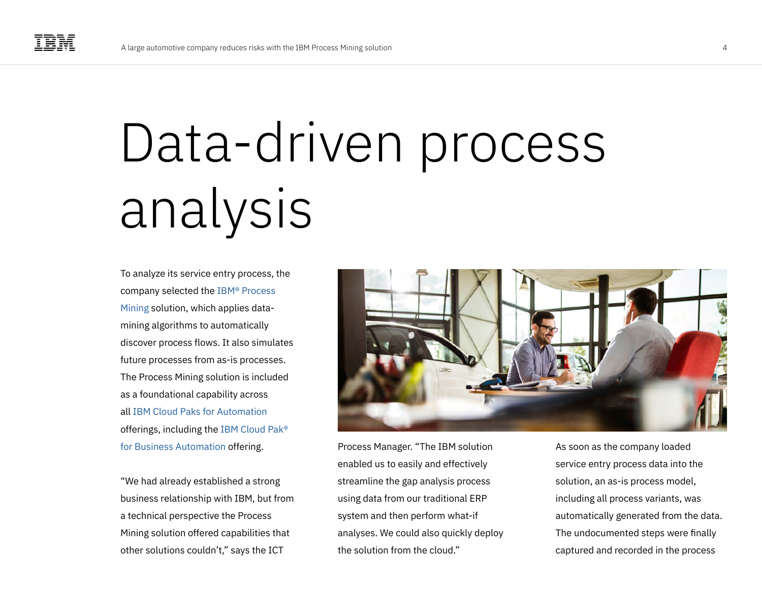# Data-driven process analysis

To analyze its service entry process, the company selected the IBM® Process Mining solution, which applies data-mining algorithms to automatically discover process flows. It also simulates future processes from as-is processes. The Process Mining solution is included as a foundational capability across all IBM Cloud Paks for Automation offerings, including the IBM Cloud Pak® for Business Automation offering.

"We had already established a strong business relationship with IBM, but from a technical perspective the Process Mining solution offered capabilities that other solutions couldn't," says the ICT Process Manager. "The IBM solution enabled us to easily and effectively streamline the gap analysis process using data from our traditional ERP system and then perform what-if analyses. We could also quickly deploy the solution from the cloud."

As soon as the company loaded service entry process data into the solution, an as-is process model, including all process variants, was automatically generated from the data. The undocumented steps were finally captured and recorded in the process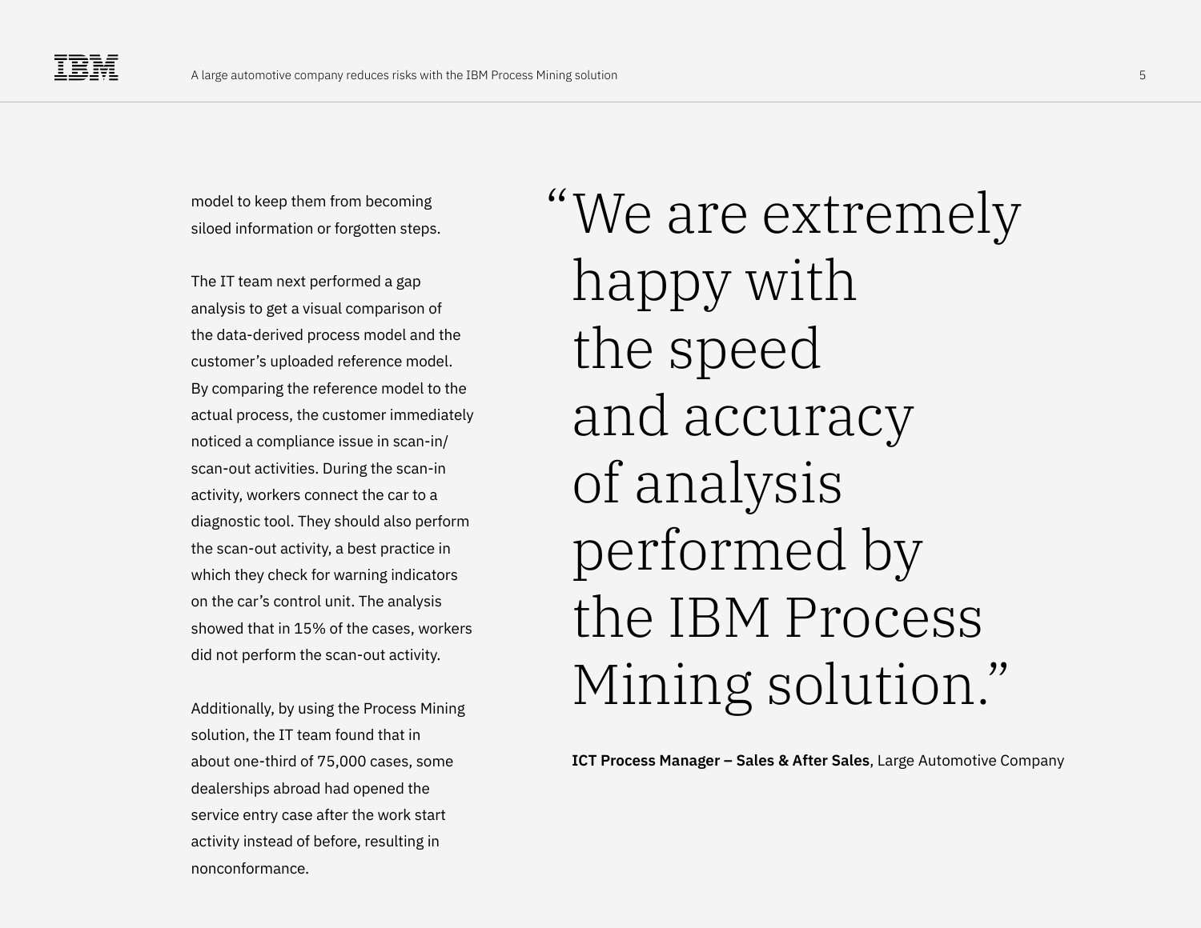model to keep them from becoming siloed information or forgotten steps.

The IT team next performed a gap analysis to get a visual comparison of the data-derived process model and the customer's uploaded reference model. By comparing the reference model to the actual process, the customer immediately noticed a compliance issue in scan-in/scan-out activities. During the scan-in activity, workers connect the car to a diagnostic tool. They should also perform the scan-out activity, a best practice in which they check for warning indicators on the car's control unit. The analysis showed that in 15% of the cases, workers did not perform the scan-out activity.

Additionally, by using the Process Mining solution, the IT team found that in about one-third of 75,000 cases, some dealerships abroad had opened the service entry case after the work start activity instead of before, resulting in nonconformance.

> "We are extremely happy with the speed and accuracy of analysis performed by the IBM Process Mining solution."

**ICT Process Manager – Sales & After Sales**, Large Automotive Company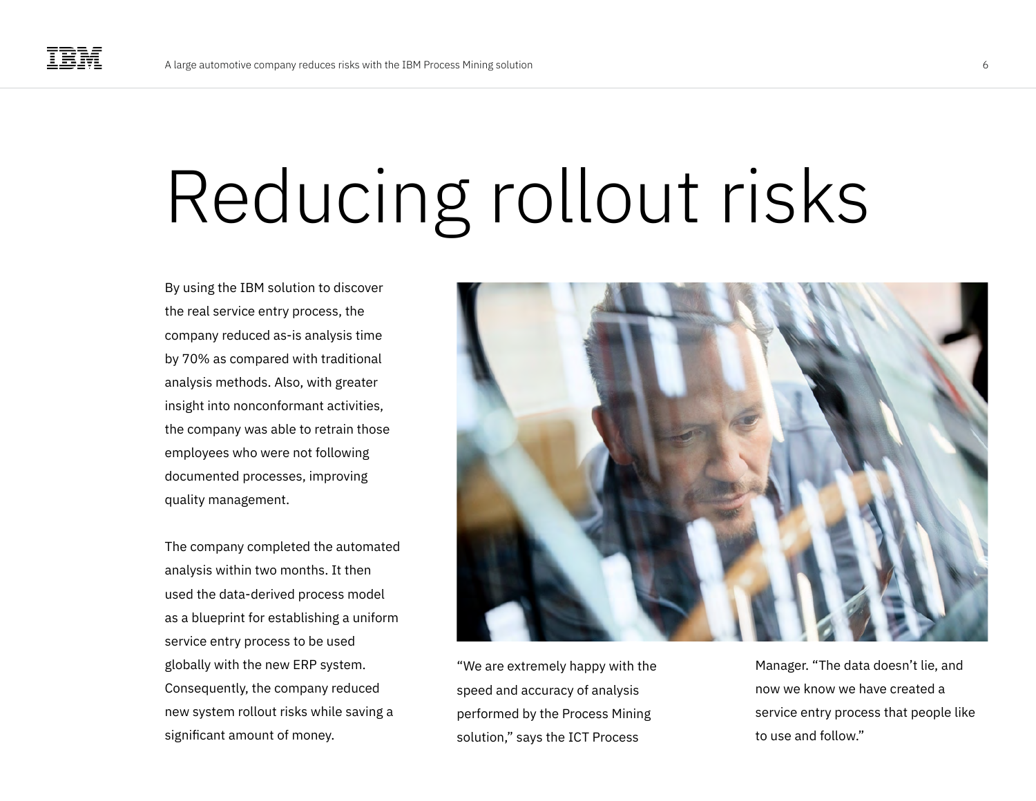# Reducing rollout risks

By using the IBM solution to discover the real service entry process, the company reduced as-is analysis time by 70% as compared with traditional analysis methods. Also, with greater insight into nonconformant activities, the company was able to retrain those employees who were not following documented processes, improving quality management.

The company completed the automated analysis within two months. It then used the data-derived process model as a blueprint for establishing a uniform service entry process to be used globally with the new ERP system. Consequently, the company reduced new system rollout risks while saving a significant amount of money.

"We are extremely happy with the speed and accuracy of analysis performed by the Process Mining solution," says the ICT Process Manager. "The data doesn't lie, and now we know we have created a service entry process that people like to use and follow."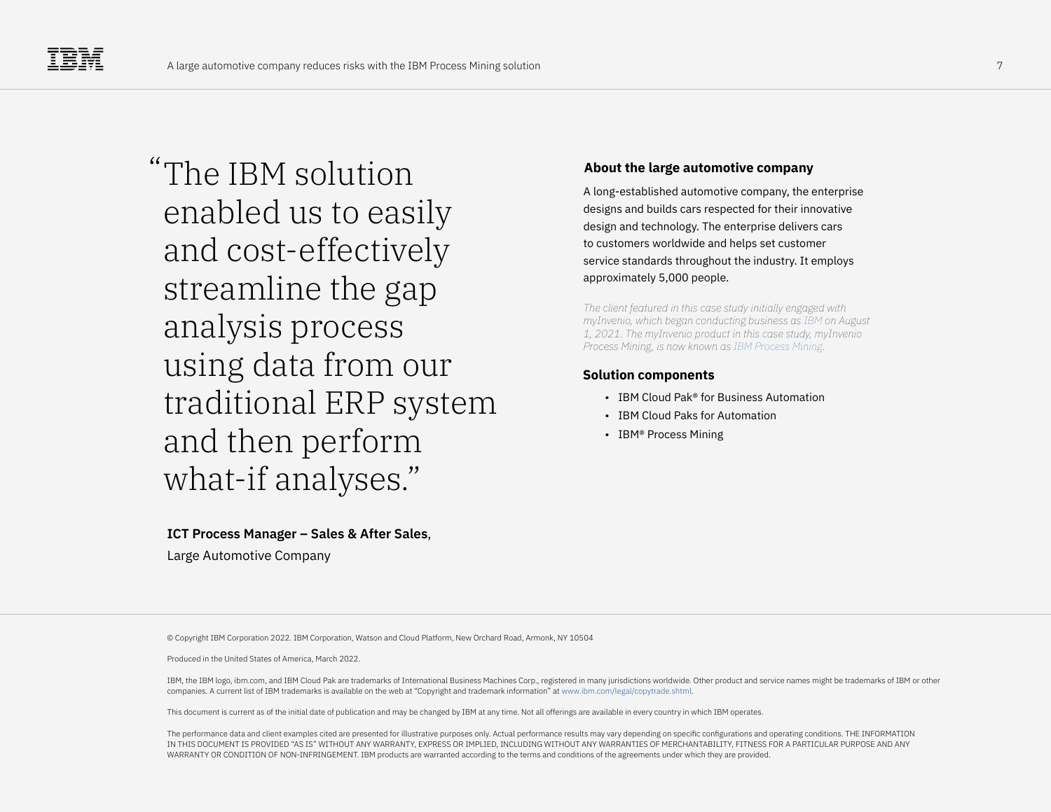> "The IBM solution enabled us to easily and cost-effectively streamline the gap analysis process using data from our traditional ERP system and then perform what-if analyses."

**ICT Process Manager – Sales & After Sales**,
Large Automotive Company

### About the large automotive company

A long-established automotive company, the enterprise designs and builds cars respected for their innovative design and technology. The enterprise delivers cars to customers worldwide and helps set customer service standards throughout the industry. It employs approximately 5,000 people.

*The client featured in this case study initially engaged with myInvenio, which began conducting business as IBM on August 1, 2021. The myInvenio product in this case study, myInvenio Process Mining, is now known as IBM Process Mining.*

### Solution components

- IBM Cloud Pak® for Business Automation
- IBM Cloud Paks for Automation
- IBM® Process Mining

© Copyright IBM Corporation 2022. IBM Corporation, Watson and Cloud Platform, New Orchard Road, Armonk, NY 10504

Produced in the United States of America, March 2022.

IBM, the IBM logo, ibm.com, and IBM Cloud Pak are trademarks of International Business Machines Corp., registered in many jurisdictions worldwide. Other product and service names might be trademarks of IBM or other companies. A current list of IBM trademarks is available on the web at "Copyright and trademark information" at www.ibm.com/legal/copytrade.shtml.

This document is current as of the initial date of publication and may be changed by IBM at any time. Not all offerings are available in every country in which IBM operates.

The performance data and client examples cited are presented for illustrative purposes only. Actual performance results may vary depending on specific configurations and operating conditions. THE INFORMATION IN THIS DOCUMENT IS PROVIDED "AS IS" WITHOUT ANY WARRANTY, EXPRESS OR IMPLIED, INCLUDING WITHOUT ANY WARRANTIES OF MERCHANTABILITY, FITNESS FOR A PARTICULAR PURPOSE AND ANY WARRANTY OR CONDITION OF NON-INFRINGEMENT. IBM products are warranted according to the terms and conditions of the agreements under which they are provided.